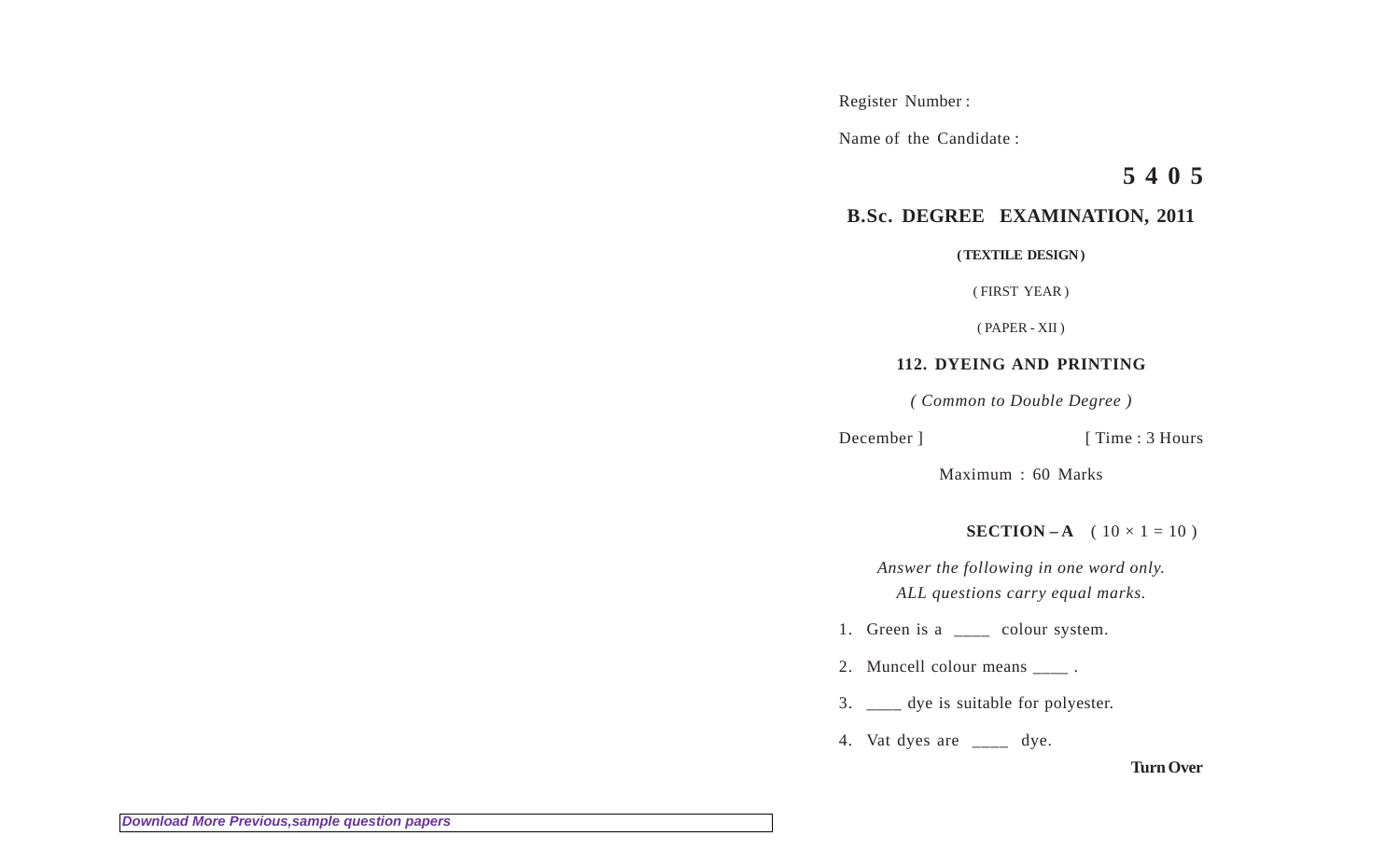Register Number :

Name of the Candidate :

**5 4 0 5**

## B.Sc. DEGREE EXAMINATION, 2011

**( TEXTILE DESIGN )**

( FIRST YEAR )

( PAPER - XII )

### 112. DYEING AND PRINTING

*( Common to Double Degree )*

December ] [ Time : 3 Hours

Maximum : 60 Marks

**SECTION – A** ( $10 \times 1 = 10$ )

*Answer the following in one word only.*
*ALL questions carry equal marks.*

1. Green is a ____ colour system.
2. Muncell colour means ____ .
3. ____ dye is suitable for polyester.
4. Vat dyes are ____ dye.

**Turn Over**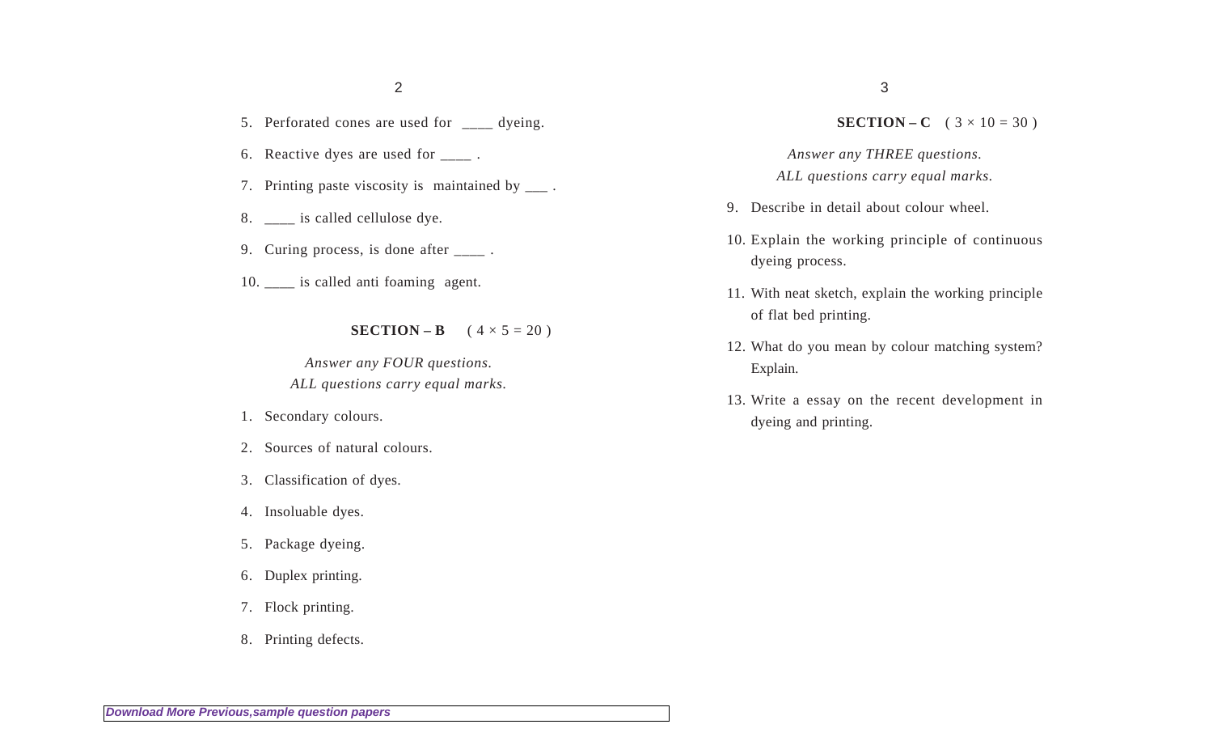5. Perforated cones are used for ____ dyeing.

6. Reactive dyes are used for ____ .

7. Printing paste viscosity is maintained by ___ .

8. ____ is called cellulose dye.

9. Curing process, is done after ____ .

10. ____ is called anti foaming agent.

## SECTION – B ( 4 × 5 = 20 )

*Answer any FOUR questions.*
*ALL questions carry equal marks.*

1. Secondary colours.

2. Sources of natural colours.

3. Classification of dyes.

4. Insoluable dyes.

5. Package dyeing.

6. Duplex printing.

7. Flock printing.

8. Printing defects.

## SECTION – C ( 3 × 10 = 30 )

*Answer any THREE questions.*
*ALL questions carry equal marks.*

9. Describe in detail about colour wheel.

10. Explain the working principle of continuous dyeing process.

11. With neat sketch, explain the working principle of flat bed printing.

12. What do you mean by colour matching system? Explain.

13. Write a essay on the recent development in dyeing and printing.

*Download More Previous,sample question papers*